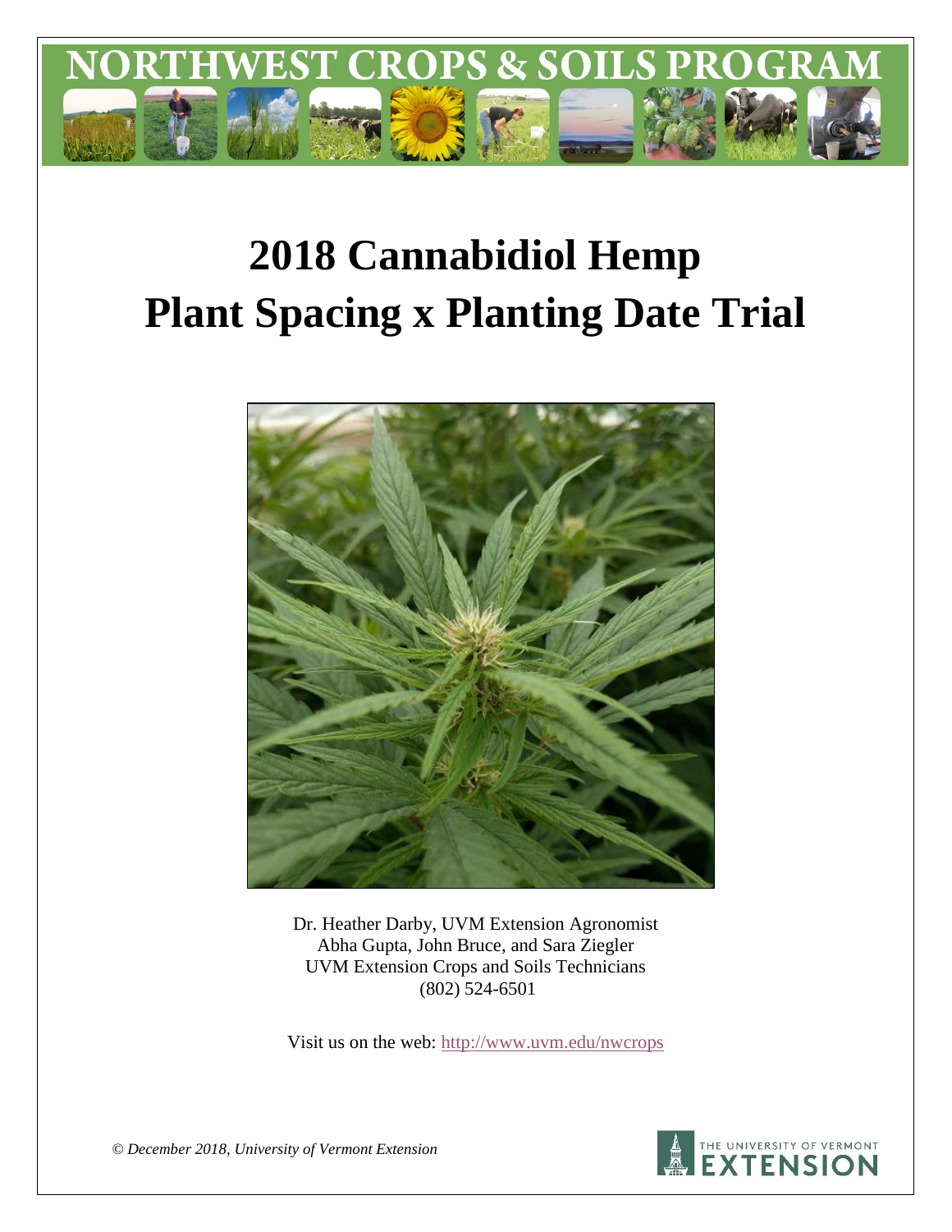NORTHWEST CROPS & SOILS PROGRAM

# 2018 Cannabidiol Hemp Plant Spacing x Planting Date Trial

Dr. Heather Darby, UVM Extension Agronomist
Abha Gupta, John Bruce, and Sara Ziegler
UVM Extension Crops and Soils Technicians
(802) 524-6501

Visit us on the web: http://www.uvm.edu/nwcrops

*© December 2018, University of Vermont Extension*

THE UNIVERSITY OF VERMONT EXTENSION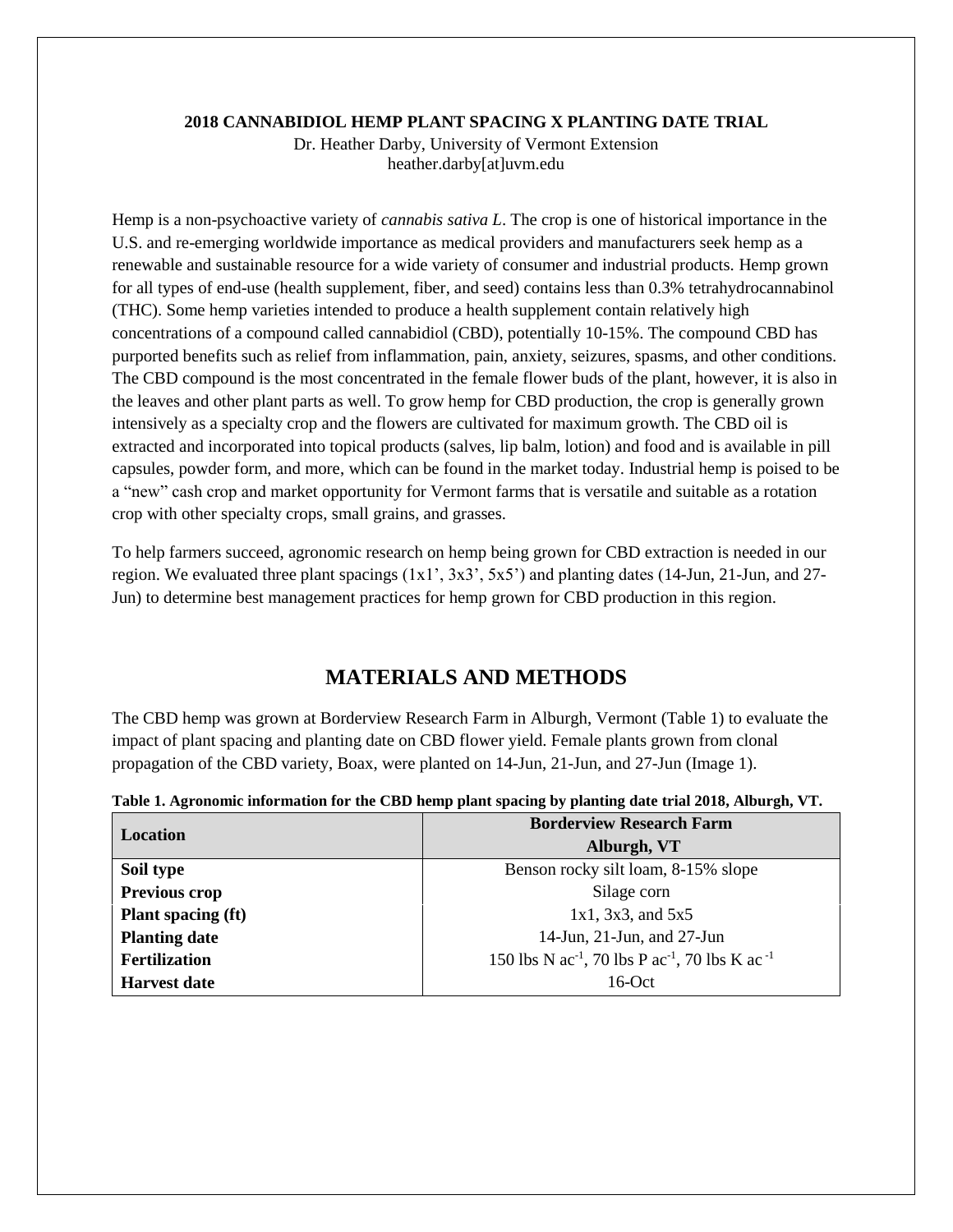**2018 CANNABIDIOL HEMP PLANT SPACING X PLANTING DATE TRIAL**

Dr. Heather Darby, University of Vermont Extension
heather.darby[at]uvm.edu

Hemp is a non-psychoactive variety of *cannabis sativa L*. The crop is one of historical importance in the U.S. and re-emerging worldwide importance as medical providers and manufacturers seek hemp as a renewable and sustainable resource for a wide variety of consumer and industrial products. Hemp grown for all types of end-use (health supplement, fiber, and seed) contains less than 0.3% tetrahydrocannabinol (THC). Some hemp varieties intended to produce a health supplement contain relatively high concentrations of a compound called cannabidiol (CBD), potentially 10-15%. The compound CBD has purported benefits such as relief from inflammation, pain, anxiety, seizures, spasms, and other conditions. The CBD compound is the most concentrated in the female flower buds of the plant, however, it is also in the leaves and other plant parts as well. To grow hemp for CBD production, the crop is generally grown intensively as a specialty crop and the flowers are cultivated for maximum growth. The CBD oil is extracted and incorporated into topical products (salves, lip balm, lotion) and food and is available in pill capsules, powder form, and more, which can be found in the market today. Industrial hemp is poised to be a "new" cash crop and market opportunity for Vermont farms that is versatile and suitable as a rotation crop with other specialty crops, small grains, and grasses.

To help farmers succeed, agronomic research on hemp being grown for CBD extraction is needed in our region. We evaluated three plant spacings (1x1', 3x3', 5x5') and planting dates (14-Jun, 21-Jun, and 27-Jun) to determine best management practices for hemp grown for CBD production in this region.

## MATERIALS AND METHODS

The CBD hemp was grown at Borderview Research Farm in Alburgh, Vermont (Table 1) to evaluate the impact of plant spacing and planting date on CBD flower yield. Female plants grown from clonal propagation of the CBD variety, Boax, were planted on 14-Jun, 21-Jun, and 27-Jun (Image 1).

**Table 1. Agronomic information for the CBD hemp plant spacing by planting date trial 2018, Alburgh, VT.**

| Location | Borderview Research Farm Alburgh, VT |
|---|---|
| **Soil type** | Benson rocky silt loam, 8-15% slope |
| **Previous crop** | Silage corn |
| **Plant spacing (ft)** | 1x1, 3x3, and 5x5 |
| **Planting date** | 14-Jun, 21-Jun, and 27-Jun |
| **Fertilization** | 150 lbs N $ac^{-1}$, 70 lbs P $ac^{-1}$, 70 lbs K $ac^{-1}$ |
| **Harvest date** | 16-Oct |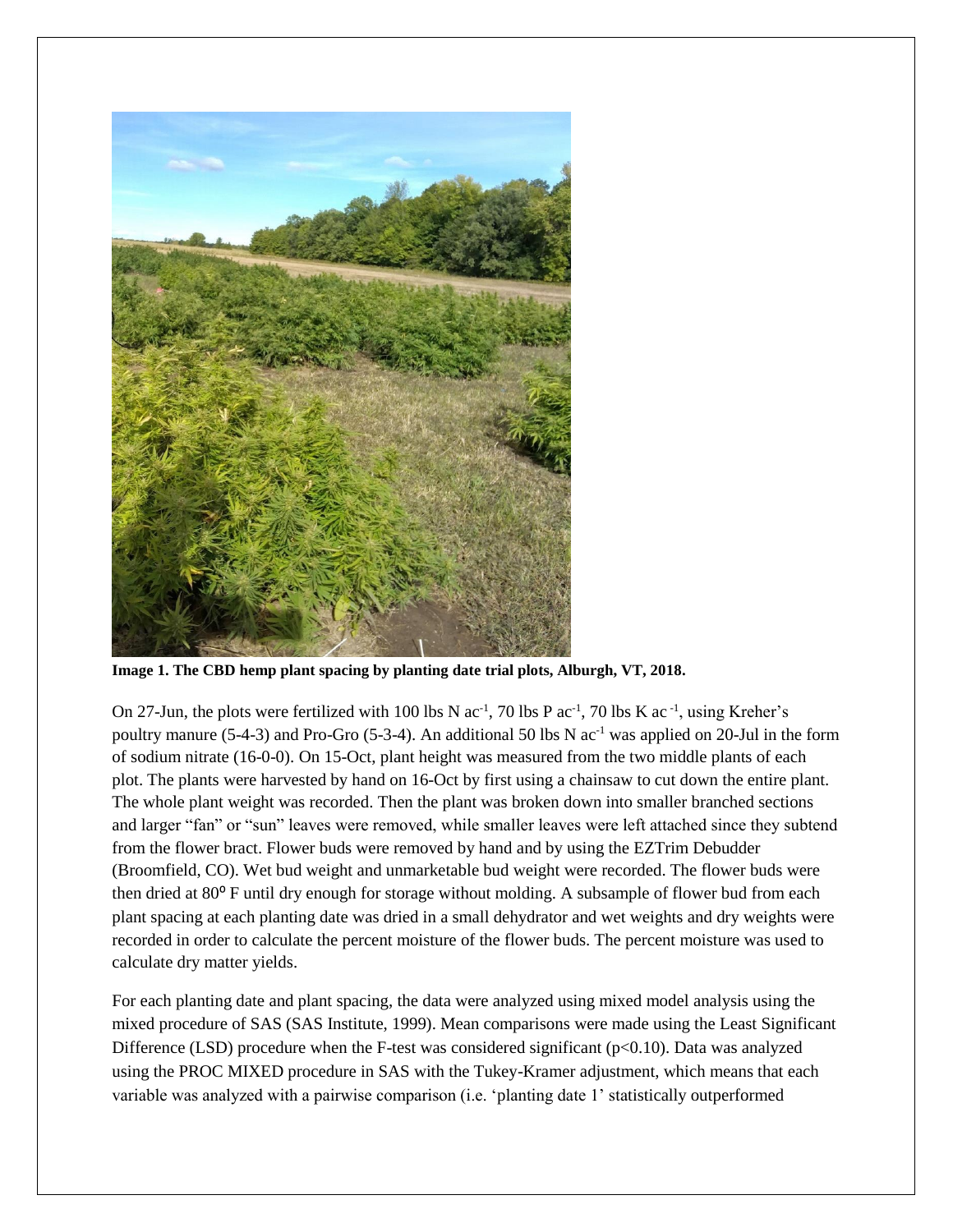**Image 1. The CBD hemp plant spacing by planting date trial plots, Alburgh, VT, 2018.**

On 27-Jun, the plots were fertilized with 100 lbs N $ac^{-1}$, 70 lbs P $ac^{-1}$, 70 lbs K $ac^{-1}$, using Kreher's poultry manure (5-4-3) and Pro-Gro (5-3-4). An additional 50 lbs N $ac^{-1}$ was applied on 20-Jul in the form of sodium nitrate (16-0-0). On 15-Oct, plant height was measured from the two middle plants of each plot. The plants were harvested by hand on 16-Oct by first using a chainsaw to cut down the entire plant. The whole plant weight was recorded. Then the plant was broken down into smaller branched sections and larger "fan" or "sun" leaves were removed, while smaller leaves were left attached since they subtend from the flower bract. Flower buds were removed by hand and by using the EZTrim Debudder (Broomfield, CO). Wet bud weight and unmarketable bud weight were recorded. The flower buds were then dried at 80° F until dry enough for storage without molding. A subsample of flower bud from each plant spacing at each planting date was dried in a small dehydrator and wet weights and dry weights were recorded in order to calculate the percent moisture of the flower buds. The percent moisture was used to calculate dry matter yields.

For each planting date and plant spacing, the data were analyzed using mixed model analysis using the mixed procedure of SAS (SAS Institute, 1999). Mean comparisons were made using the Least Significant Difference (LSD) procedure when the F-test was considered significant ($p<0.10$). Data was analyzed using the PROC MIXED procedure in SAS with the Tukey-Kramer adjustment, which means that each variable was analyzed with a pairwise comparison (i.e. 'planting date 1' statistically outperformed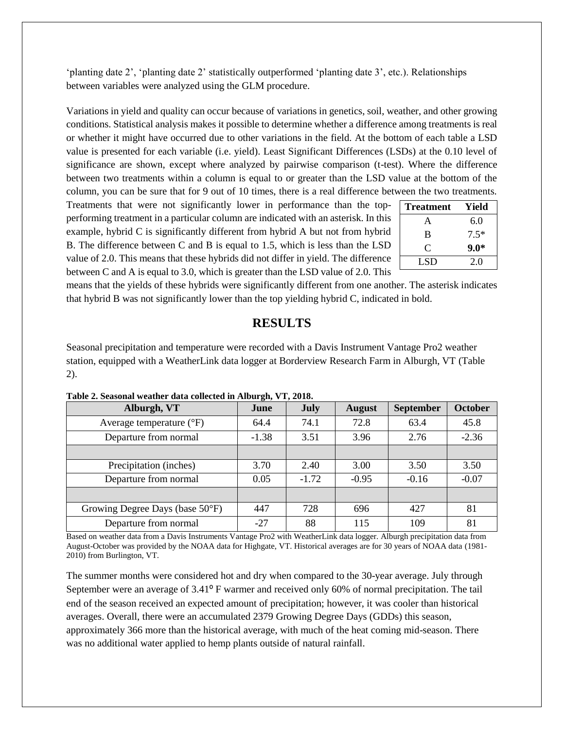'planting date 2', 'planting date 2' statistically outperformed 'planting date 3', etc.). Relationships between variables were analyzed using the GLM procedure.

Variations in yield and quality can occur because of variations in genetics, soil, weather, and other growing conditions. Statistical analysis makes it possible to determine whether a difference among treatments is real or whether it might have occurred due to other variations in the field. At the bottom of each table a LSD value is presented for each variable (i.e. yield). Least Significant Differences (LSDs) at the 0.10 level of significance are shown, except where analyzed by pairwise comparison (t-test). Where the difference between two treatments within a column is equal to or greater than the LSD value at the bottom of the column, you can be sure that for 9 out of 10 times, there is a real difference between the two treatments. Treatments that were not significantly lower in performance than the top-performing treatment in a particular column are indicated with an asterisk. In this example, hybrid C is significantly different from hybrid A but not from hybrid B. The difference between C and B is equal to 1.5, which is less than the LSD value of 2.0. This means that these hybrids did not differ in yield. The difference between C and A is equal to 3.0, which is greater than the LSD value of 2.0. This means that the yields of these hybrids were significantly different from one another. The asterisk indicates that hybrid B was not significantly lower than the top yielding hybrid C, indicated in bold.

| Treatment | Yield |
|---|---|
| A | 6.0 |
| B | 7.5* |
| C | **9.0*** |
| LSD | 2.0 |

## RESULTS

Seasonal precipitation and temperature were recorded with a Davis Instrument Vantage Pro2 weather station, equipped with a WeatherLink data logger at Borderview Research Farm in Alburgh, VT (Table 2).

**Table 2. Seasonal weather data collected in Alburgh, VT, 2018.**

| Alburgh, VT | June | July | August | September | October |
|---|---|---|---|---|---|
| Average temperature (°F) | 64.4 | 74.1 | 72.8 | 63.4 | 45.8 |
| Departure from normal | -1.38 | 3.51 | 3.96 | 2.76 | -2.36 |
| | | | | | |
| Precipitation (inches) | 3.70 | 2.40 | 3.00 | 3.50 | 3.50 |
| Departure from normal | 0.05 | -1.72 | -0.95 | -0.16 | -0.07 |
| | | | | | |
| Growing Degree Days (base 50°F) | 447 | 728 | 696 | 427 | 81 |
| Departure from normal | -27 | 88 | 115 | 109 | 81 |

Based on weather data from a Davis Instruments Vantage Pro2 with WeatherLink data logger. Alburgh precipitation data from August-October was provided by the NOAA data for Highgate, VT. Historical averages are for 30 years of NOAA data (1981-2010) from Burlington, VT.

The summer months were considered hot and dry when compared to the 30-year average. July through September were an average of 3.41° F warmer and received only 60% of normal precipitation. The tail end of the season received an expected amount of precipitation; however, it was cooler than historical averages. Overall, there were an accumulated 2379 Growing Degree Days (GDDs) this season, approximately 366 more than the historical average, with much of the heat coming mid-season. There was no additional water applied to hemp plants outside of natural rainfall.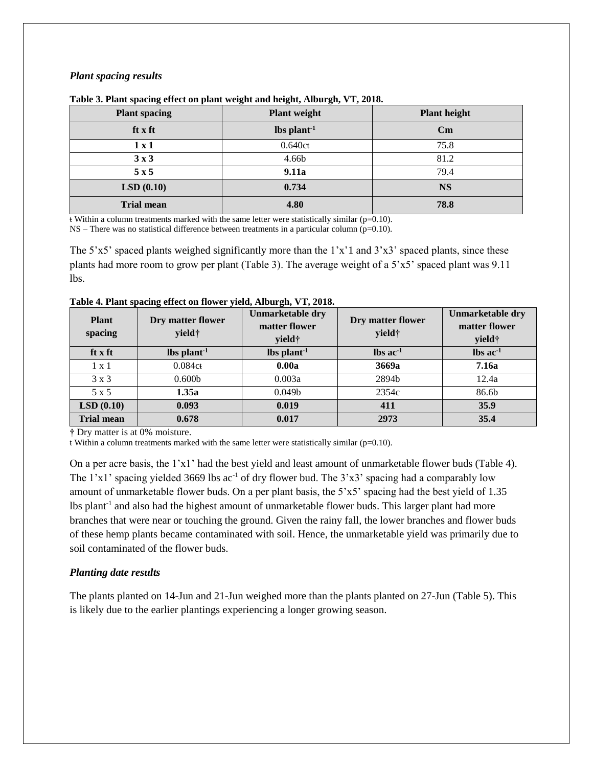### *Plant spacing results*

**Table 3. Plant spacing effect on plant weight and height, Alburgh, VT, 2018.**

| Plant spacing | Plant weight | Plant height |
|---|---|---|
| **ft x ft** | **lbs plant$^{-1}$** | **Cm** |
| **1 x 1** | 0.640cŧ | 75.8 |
| **3 x 3** | 4.66b | 81.2 |
| **5 x 5** | **9.11a** | 79.4 |
| **LSD (0.10)** | **0.734** | **NS** |
| **Trial mean** | **4.80** | **78.8** |

ŧ Within a column treatments marked with the same letter were statistically similar (p=0.10).
NS – There was no statistical difference between treatments in a particular column (p=0.10).

The 5'x5' spaced plants weighed significantly more than the 1'x'1 and 3'x3' spaced plants, since these plants had more room to grow per plant (Table 3). The average weight of a 5'x5' spaced plant was 9.11 lbs.

**Table 4. Plant spacing effect on flower yield, Alburgh, VT, 2018.**

| Plant spacing | Dry matter flower yield† | Unmarketable dry matter flower yield† | Dry matter flower yield† | Unmarketable dry matter flower yield† |
|---|---|---|---|---|
| **ft x ft** | **lbs plant$^{-1}$** | **lbs plant$^{-1}$** | **lbs ac$^{-1}$** | **lbs ac$^{-1}$** |
| 1 x 1 | 0.084cŧ | **0.00a** | **3669a** | **7.16a** |
| 3 x 3 | 0.600b | 0.003a | 2894b | 12.4a |
| 5 x 5 | **1.35a** | 0.049b | 2354c | 86.6b |
| **LSD (0.10)** | **0.093** | **0.019** | **411** | **35.9** |
| **Trial mean** | **0.678** | **0.017** | **2973** | **35.4** |

† Dry matter is at 0% moisture.
ŧ Within a column treatments marked with the same letter were statistically similar (p=0.10).

On a per acre basis, the 1'x1' had the best yield and least amount of unmarketable flower buds (Table 4). The 1'x1' spacing yielded 3669 lbs ac$^{-1}$ of dry flower bud. The 3'x3' spacing had a comparably low amount of unmarketable flower buds. On a per plant basis, the 5'x5' spacing had the best yield of 1.35 lbs plant$^{-1}$ and also had the highest amount of unmarketable flower buds. This larger plant had more branches that were near or touching the ground. Given the rainy fall, the lower branches and flower buds of these hemp plants became contaminated with soil. Hence, the unmarketable yield was primarily due to soil contaminated of the flower buds.

### *Planting date results*

The plants planted on 14-Jun and 21-Jun weighed more than the plants planted on 27-Jun (Table 5). This is likely due to the earlier plantings experiencing a longer growing season.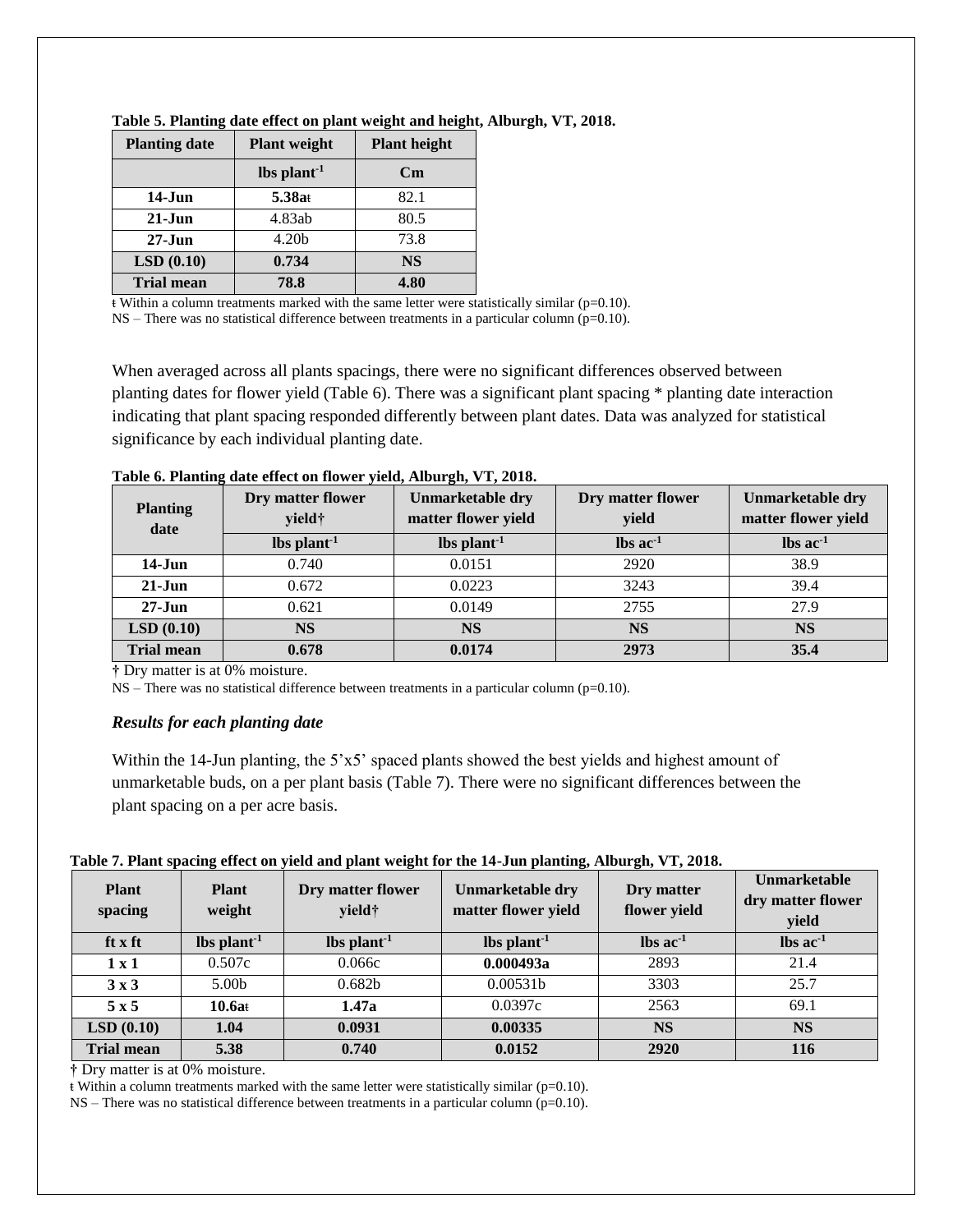**Table 5. Planting date effect on plant weight and height, Alburgh, VT, 2018.**

| Planting date | Plant weight | Plant height |
|---|---|---|
| | lbs plant$^{-1}$ | Cm |
| **14-Jun** | **5.38a**ƚ | 82.1 |
| **21-Jun** | 4.83ab | 80.5 |
| **27-Jun** | 4.20b | 73.8 |
| **LSD (0.10)** | **0.734** | **NS** |
| **Trial mean** | **78.8** | **4.80** |

ƚ Within a column treatments marked with the same letter were statistically similar (p=0.10).
NS – There was no statistical difference between treatments in a particular column (p=0.10).

When averaged across all plants spacings, there were no significant differences observed between planting dates for flower yield (Table 6). There was a significant plant spacing * planting date interaction indicating that plant spacing responded differently between plant dates. Data was analyzed for statistical significance by each individual planting date.

**Table 6. Planting date effect on flower yield, Alburgh, VT, 2018.**

| Planting date | Dry matter flower yield† | Unmarketable dry matter flower yield | Dry matter flower yield | Unmarketable dry matter flower yield |
|---|---|---|---|---|
| | lbs plant$^{-1}$ | lbs plant$^{-1}$ | lbs ac$^{-1}$ | lbs ac$^{-1}$ |
| **14-Jun** | 0.740 | 0.0151 | 2920 | 38.9 |
| **21-Jun** | 0.672 | 0.0223 | 3243 | 39.4 |
| **27-Jun** | 0.621 | 0.0149 | 2755 | 27.9 |
| **LSD (0.10)** | **NS** | **NS** | **NS** | **NS** |
| **Trial mean** | **0.678** | **0.0174** | **2973** | **35.4** |

† Dry matter is at 0% moisture.
NS – There was no statistical difference between treatments in a particular column (p=0.10).

### *Results for each planting date*

Within the 14-Jun planting, the 5'x5' spaced plants showed the best yields and highest amount of unmarketable buds, on a per plant basis (Table 7). There were no significant differences between the plant spacing on a per acre basis.

**Table 7. Plant spacing effect on yield and plant weight for the 14-Jun planting, Alburgh, VT, 2018.**

| Plant spacing | Plant weight | Dry matter flower yield† | Unmarketable dry matter flower yield | Dry matter flower yield | Unmarketable dry matter flower yield |
|---|---|---|---|---|---|
| ft x ft | lbs plant$^{-1}$ | lbs plant$^{-1}$ | lbs plant$^{-1}$ | lbs ac$^{-1}$ | lbs ac$^{-1}$ |
| **1 x 1** | 0.507c | 0.066c | **0.000493a** | 2893 | 21.4 |
| **3 x 3** | 5.00b | 0.682b | 0.00531b | 3303 | 25.7 |
| **5 x 5** | **10.6a**ƚ | **1.47a** | 0.0397c | 2563 | 69.1 |
| **LSD (0.10)** | **1.04** | **0.0931** | **0.00335** | **NS** | **NS** |
| **Trial mean** | **5.38** | **0.740** | **0.0152** | **2920** | **116** |

† Dry matter is at 0% moisture.
ƚ Within a column treatments marked with the same letter were statistically similar (p=0.10).
NS – There was no statistical difference between treatments in a particular column (p=0.10).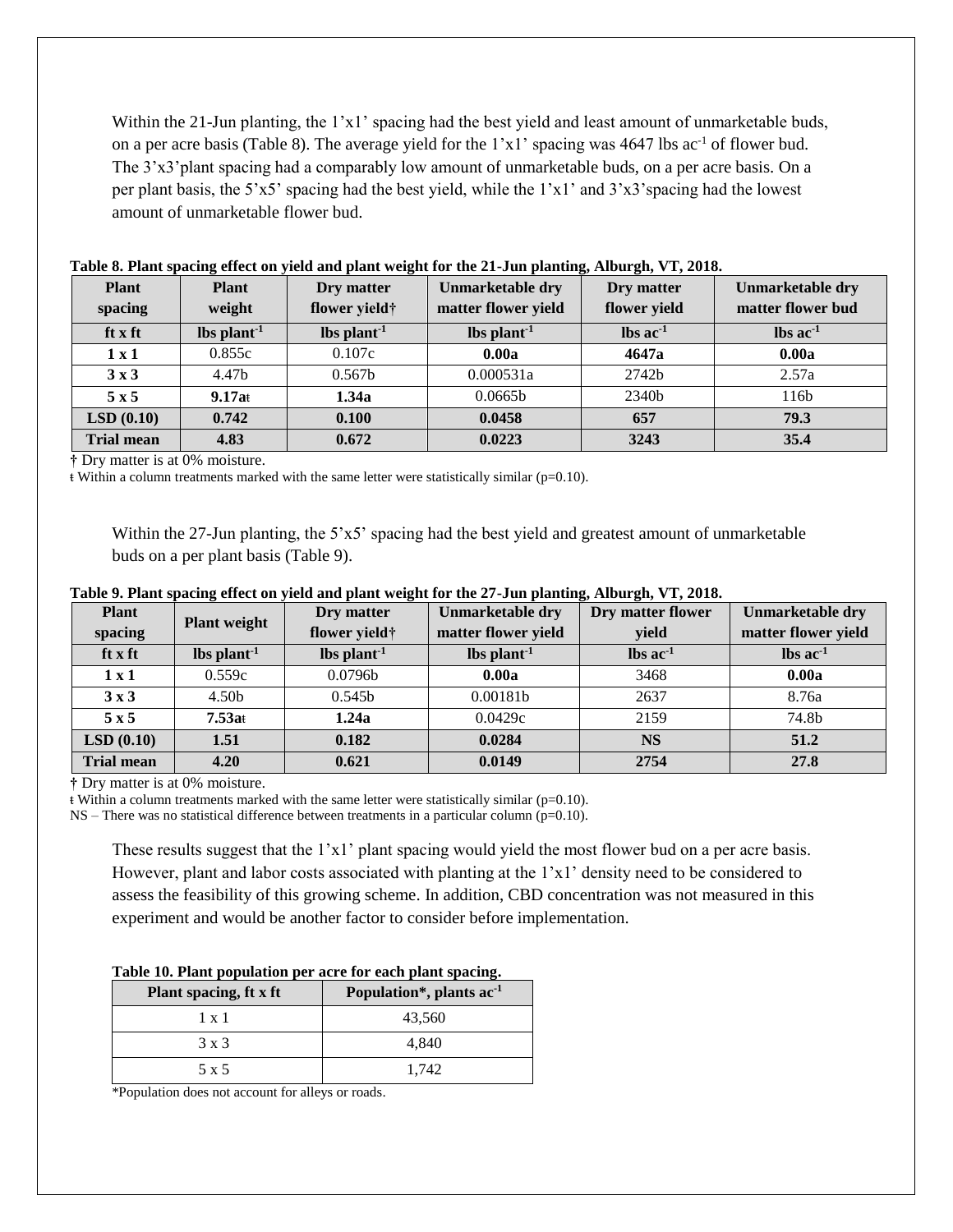Within the 21-Jun planting, the 1'x1' spacing had the best yield and least amount of unmarketable buds, on a per acre basis (Table 8). The average yield for the 1'x1' spacing was 4647 lbs $ac^{-1}$ of flower bud. The 3'x3'plant spacing had a comparably low amount of unmarketable buds, on a per acre basis. On a per plant basis, the 5'x5' spacing had the best yield, while the 1'x1' and 3'x3'spacing had the lowest amount of unmarketable flower bud.

**Table 8. Plant spacing effect on yield and plant weight for the 21-Jun planting, Alburgh, VT, 2018.**

| Plant spacing | Plant weight | Dry matter flower yield† | Unmarketable dry matter flower yield | Dry matter flower yield | Unmarketable dry matter flower bud |
|---|---|---|---|---|---|
| ft x ft | lbs $plant^{-1}$ | lbs $plant^{-1}$ | lbs $plant^{-1}$ | lbs $ac^{-1}$ | lbs $ac^{-1}$ |
| **1 x 1** | 0.855c | 0.107c | **0.00a** | **4647a** | **0.00a** |
| **3 x 3** | 4.47b | 0.567b | 0.000531a | 2742b | 2.57a |
| **5 x 5** | **9.17a**ŧ | **1.34a** | 0.0665b | 2340b | 116b |
| **LSD (0.10)** | **0.742** | **0.100** | **0.0458** | **657** | **79.3** |
| **Trial mean** | **4.83** | **0.672** | **0.0223** | **3243** | **35.4** |

† Dry matter is at 0% moisture.
ŧ Within a column treatments marked with the same letter were statistically similar (p=0.10).

Within the 27-Jun planting, the 5'x5' spacing had the best yield and greatest amount of unmarketable buds on a per plant basis (Table 9).

**Table 9. Plant spacing effect on yield and plant weight for the 27-Jun planting, Alburgh, VT, 2018.**

| Plant spacing | Plant weight | Dry matter flower yield† | Unmarketable dry matter flower yield | Dry matter flower yield | Unmarketable dry matter flower yield |
|---|---|---|---|---|---|
| ft x ft | lbs $plant^{-1}$ | lbs $plant^{-1}$ | lbs $plant^{-1}$ | lbs $ac^{-1}$ | lbs $ac^{-1}$ |
| **1 x 1** | 0.559c | 0.0796b | **0.00a** | 3468 | **0.00a** |
| **3 x 3** | 4.50b | 0.545b | 0.00181b | 2637 | 8.76a |
| **5 x 5** | **7.53a**ŧ | **1.24a** | 0.0429c | 2159 | 74.8b |
| **LSD (0.10)** | **1.51** | **0.182** | **0.0284** | **NS** | **51.2** |
| **Trial mean** | **4.20** | **0.621** | **0.0149** | **2754** | **27.8** |

† Dry matter is at 0% moisture.
ŧ Within a column treatments marked with the same letter were statistically similar (p=0.10).
NS – There was no statistical difference between treatments in a particular column (p=0.10).

These results suggest that the 1'x1' plant spacing would yield the most flower bud on a per acre basis. However, plant and labor costs associated with planting at the 1'x1' density need to be considered to assess the feasibility of this growing scheme. In addition, CBD concentration was not measured in this experiment and would be another factor to consider before implementation.

**Table 10. Plant population per acre for each plant spacing.**

| Plant spacing, ft x ft | Population*, plants $ac^{-1}$ |
|---|---|
| 1 x 1 | 43,560 |
| 3 x 3 | 4,840 |
| 5 x 5 | 1,742 |

*Population does not account for alleys or roads.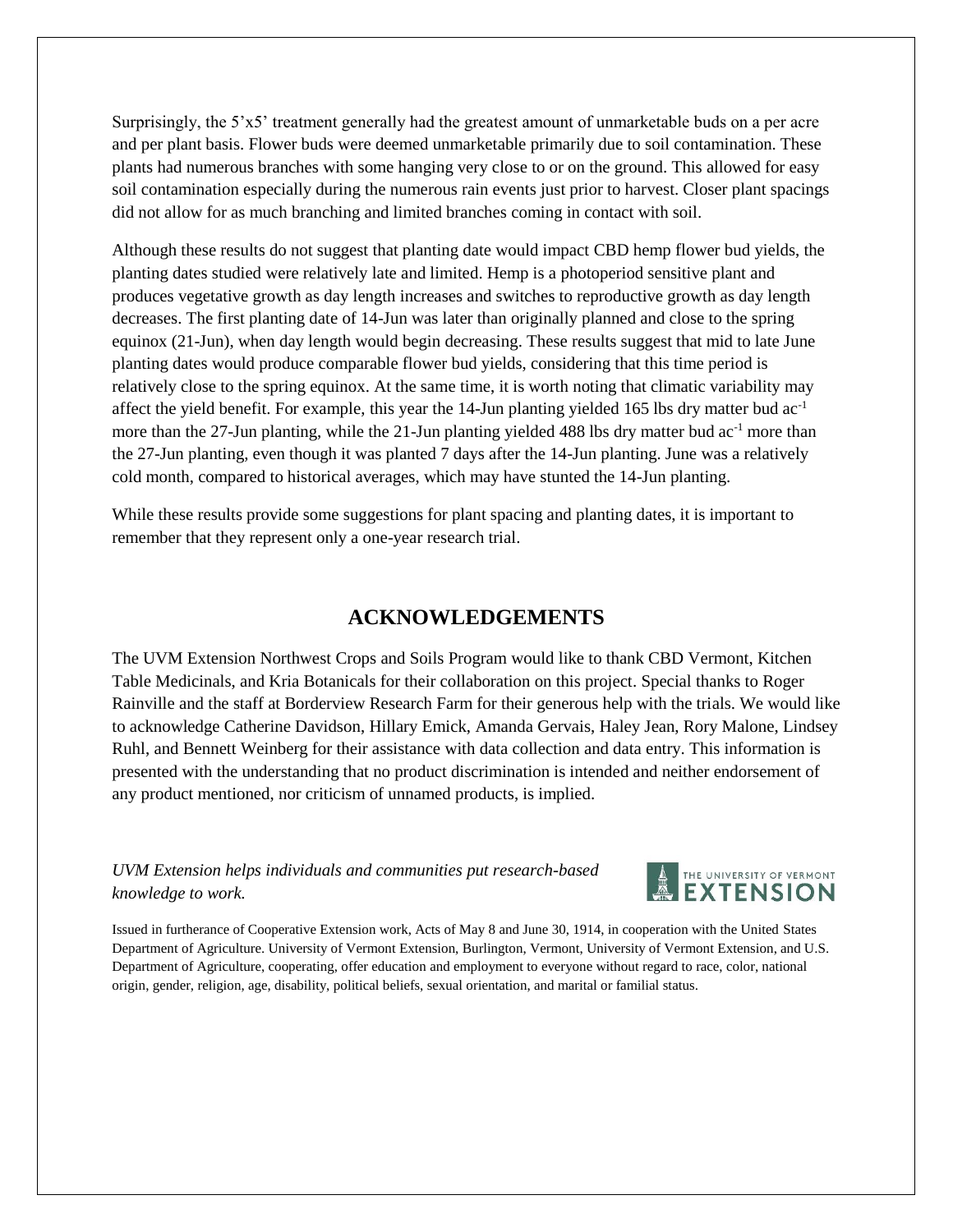Surprisingly, the 5'x5' treatment generally had the greatest amount of unmarketable buds on a per acre and per plant basis. Flower buds were deemed unmarketable primarily due to soil contamination. These plants had numerous branches with some hanging very close to or on the ground. This allowed for easy soil contamination especially during the numerous rain events just prior to harvest. Closer plant spacings did not allow for as much branching and limited branches coming in contact with soil.

Although these results do not suggest that planting date would impact CBD hemp flower bud yields, the planting dates studied were relatively late and limited. Hemp is a photoperiod sensitive plant and produces vegetative growth as day length increases and switches to reproductive growth as day length decreases. The first planting date of 14-Jun was later than originally planned and close to the spring equinox (21-Jun), when day length would begin decreasing. These results suggest that mid to late June planting dates would produce comparable flower bud yields, considering that this time period is relatively close to the spring equinox. At the same time, it is worth noting that climatic variability may affect the yield benefit. For example, this year the 14-Jun planting yielded 165 lbs dry matter bud $ac^{-1}$ more than the 27-Jun planting, while the 21-Jun planting yielded 488 lbs dry matter bud $ac^{-1}$ more than the 27-Jun planting, even though it was planted 7 days after the 14-Jun planting. June was a relatively cold month, compared to historical averages, which may have stunted the 14-Jun planting.

While these results provide some suggestions for plant spacing and planting dates, it is important to remember that they represent only a one-year research trial.

## ACKNOWLEDGEMENTS

The UVM Extension Northwest Crops and Soils Program would like to thank CBD Vermont, Kitchen Table Medicinals, and Kria Botanicals for their collaboration on this project. Special thanks to Roger Rainville and the staff at Borderview Research Farm for their generous help with the trials. We would like to acknowledge Catherine Davidson, Hillary Emick, Amanda Gervais, Haley Jean, Rory Malone, Lindsey Ruhl, and Bennett Weinberg for their assistance with data collection and data entry. This information is presented with the understanding that no product discrimination is intended and neither endorsement of any product mentioned, nor criticism of unnamed products, is implied.

*UVM Extension helps individuals and communities put research-based knowledge to work.*

THE UNIVERSITY OF VERMONT EXTENSION

Issued in furtherance of Cooperative Extension work, Acts of May 8 and June 30, 1914, in cooperation with the United States Department of Agriculture. University of Vermont Extension, Burlington, Vermont, University of Vermont Extension, and U.S. Department of Agriculture, cooperating, offer education and employment to everyone without regard to race, color, national origin, gender, religion, age, disability, political beliefs, sexual orientation, and marital or familial status.